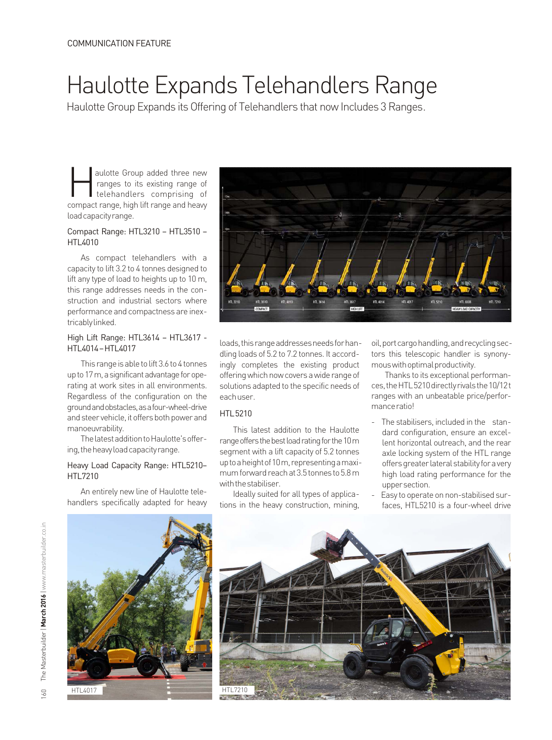COMMUNICATION FEATURE

# Haulotte Expands Telehandlers Range

Haulotte Group Expands its Offering of Telehandlers that now Includes 3 Ranges.

Haulotte Group added three new ranges to its existing range of telehandlers comprising of compact range, high lift range and heavy load capacity range.

### Compact Range: HTL3210 – HTL3510 – HTL4010

As compact telehandlers with a capacity to lift 3.2 to 4 tonnes designed to lift any type of load to heights up to 10 m, this range addresses needs in the construction and industrial sectors where performance and compactness are inextricably linked.

### High Lift Range: HTL3614 – HTL3617 - HTL4014 – HTL4017

This range is able to lift 3.6 to 4 tonnes up to 17 m, a significant advantage for operating at work sites in all environments. Regardless of the configuration on the ground and obstacles, as a four-wheel-drive and steer vehicle, it offers both power and manoeuvrability.

The latest addition to Haulotte's offering, the heavy load capacity range.

### Heavy Load Capacity Range: HTL5210– HTL7210

An entirely new line of Haulotte telehandlers specifically adapted for heavy loads, this range addresses needs for handling loads of 5.2 to 7.2 tonnes. It accordingly completes the existing product offering which now covers a wide range of solutions adapted to the specific needs of each user.

### HTL 5210

This latest addition to the Haulotte range offers the best load rating for the 10 m segment with a lift capacity of 5.2 tonnes up to a height of 10 m, representing a maximum forward reach at 3.5 tonnes to 5.8 m with the stabiliser.

Ideally suited for all types of applications in the heavy construction, mining, oil, port cargo handling, and recycling sectors this telescopic handler is synonymous with optimal productivity.

Thanks to its exceptional performances, the HTL 5210 directly rivals the 10/12 t ranges with an unbeatable price/performance ratio!

- The stabilisers, included in the standard configuration, ensure an excellent horizontal outreach, and the rear axle locking system of the HTL range offers greater lateral stability for a very high load rating performance for the upper section.
- Easy to operate on non-stabilised surfaces, HTL5210 is a four-wheel drive

HTL4017

HTL7210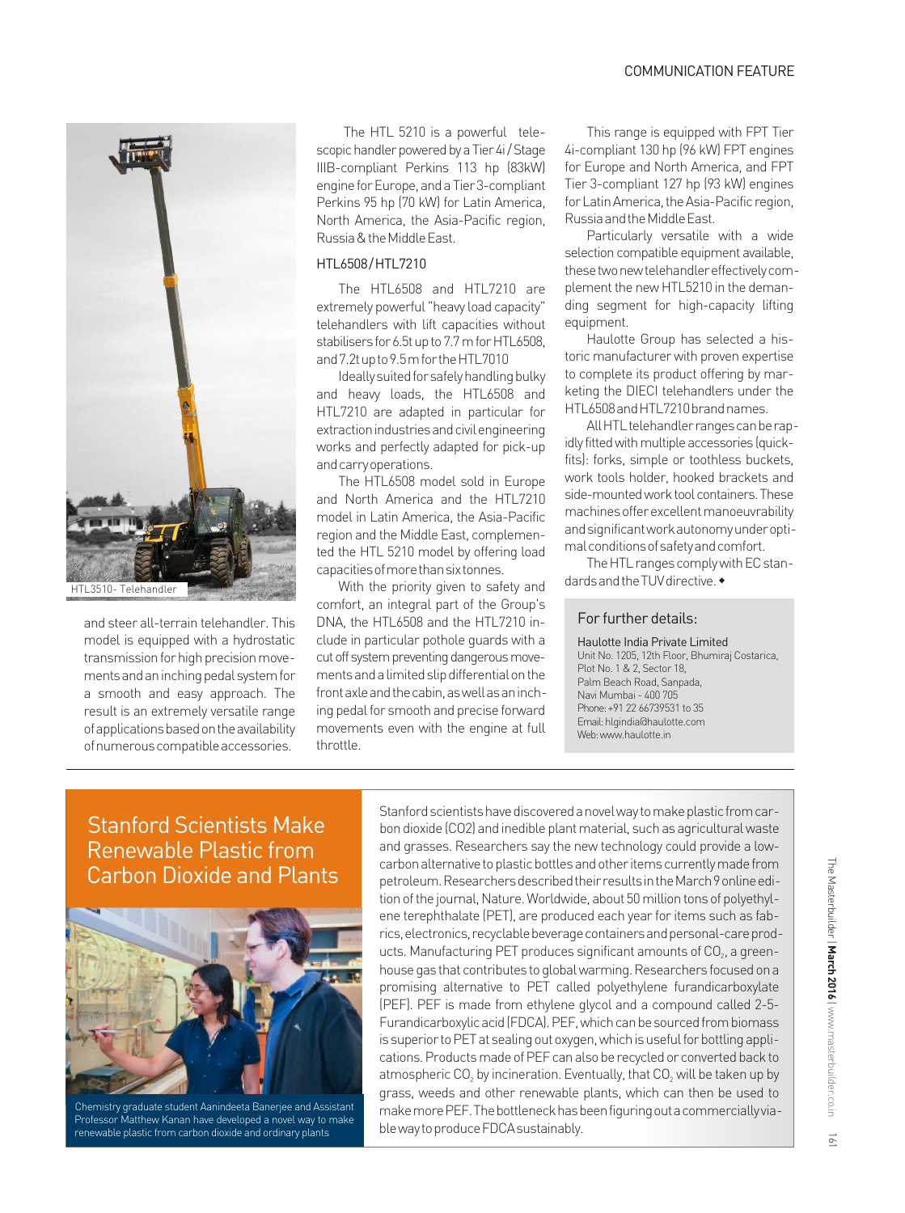HTL3510- Telehandler

and steer all-terrain telehandler. This model is equipped with a hydrostatic transmission for high precision movements and an inching pedal system for a smooth and easy approach. The result is an extremely versatile range of applications based on the availability of numerous compatible accessories.

The HTL 5210 is a powerful telescopic handler powered by a Tier 4i / Stage IIIB-compliant Perkins 113 hp (83kW) engine for Europe, and a Tier 3-compliant Perkins 95 hp (70 kW) for Latin America, North America, the Asia-Pacific region, Russia & the Middle East.

### HTL6508 / HTL7210

The HTL6508 and HTL7210 are extremely powerful "heavy load capacity" telehandlers with lift capacities without stabilisers for 6.5t up to 7.7 m for HTL6508, and 7.2t up to 9.5 m for the HTL7010

Ideally suited for safely handling bulky and heavy loads, the HTL6508 and HTL7210 are adapted in particular for extraction industries and civil engineering works and perfectly adapted for pick-up and carry operations.

The HTL6508 model sold in Europe and North America and the HTL7210 model in Latin America, the Asia-Pacific region and the Middle East, complemented the HTL 5210 model by offering load capacities of more than six tonnes.

With the priority given to safety and comfort, an integral part of the Group's DNA, the HTL6508 and the HTL7210 include in particular pothole guards with a cut off system preventing dangerous movements and a limited slip differential on the front axle and the cabin, as well as an inching pedal for smooth and precise forward movements even with the engine at full throttle.

This range is equipped with FPT Tier 4i-compliant 130 hp (96 kW) FPT engines for Europe and North America, and FPT Tier 3-compliant 127 hp (93 kW) engines for Latin America, the Asia-Pacific region, Russia and the Middle East.

Particularly versatile with a wide selection compatible equipment available, these two new telehandler effectively complement the new HTL5210 in the demanding segment for high-capacity lifting equipment.

Haulotte Group has selected a historic manufacturer with proven expertise to complete its product offering by marketing the DIECI telehandlers under the HTL6508 and HTL7210 brand names.

All HTL telehandler ranges can be rapidly fitted with multiple accessories (quick-fits): forks, simple or toothless buckets, work tools holder, hooked brackets and side-mounted work tool containers. These machines offer excellent manoeuvrability and significant work autonomy under optimal conditions of safety and comfort.

The HTL ranges comply with EC standards and the TUV directive. ◆

**For further details:**

Haulotte India Private Limited
Unit No. 1205, 12th Floor, Bhumiraj Costarica,
Plot No. 1 & 2, Sector 18,
Palm Beach Road, Sanpada,
Navi Mumbai - 400 705
Phone: +91 22 66739531 to 35
Email: hlgindia@haulotte.com
Web: www.haulotte.in

## Stanford Scientists Make Renewable Plastic from Carbon Dioxide and Plants

Chemistry graduate student Aanindeeta Banerjee and Assistant Professor Matthew Kanan have developed a novel way to make renewable plastic from carbon dioxide and ordinary plants

Stanford scientists have discovered a novel way to make plastic from carbon dioxide (CO2) and inedible plant material, such as agricultural waste and grasses. Researchers say the new technology could provide a low-carbon alternative to plastic bottles and other items currently made from petroleum. Researchers described their results in the March 9 online edition of the journal, Nature. Worldwide, about 50 million tons of polyethylene terephthalate (PET), are produced each year for items such as fabrics, electronics, recyclable beverage containers and personal-care products. Manufacturing PET produces significant amounts of $CO_2$, a greenhouse gas that contributes to global warming. Researchers focused on a promising alternative to PET called polyethylene furandicarboxylate (PEF). PEF is made from ethylene glycol and a compound called 2-5-Furandicarboxylic acid (FDCA). PEF, which can be sourced from biomass is superior to PET at sealing out oxygen, which is useful for bottling applications. Products made of PEF can also be recycled or converted back to atmospheric $CO_2$ by incineration. Eventually, that $CO_2$ will be taken up by grass, weeds and other renewable plants, which can then be used to make more PEF. The bottleneck has been figuring out a commercially viable way to produce FDCA sustainably.